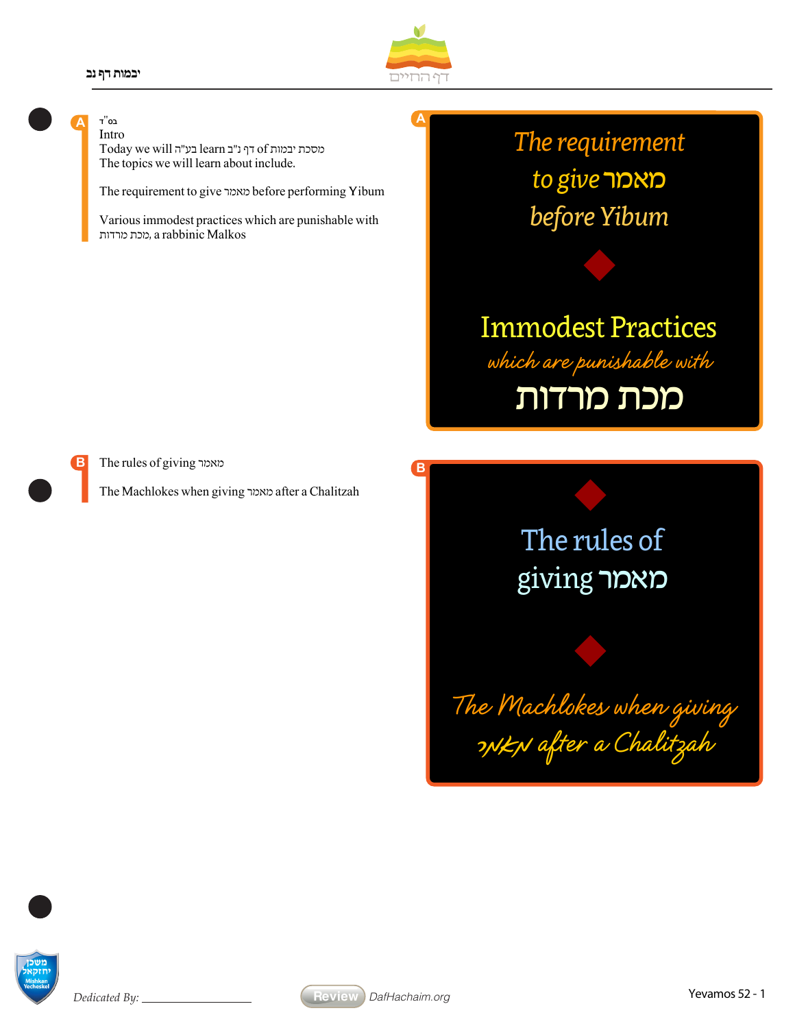## A

בס"ד

Intro

Today we will learn דף נ"ב of מסכת יבמות בע"ה

The topics we will learn about include.

The requirement to give מאמר before performing Yibum

Various immodest practices which are punishable with מכת מרדות, a rabbinic Malkos

*The requirement to give מאמר before Yibum*

Immodest Practices

*which are punishable with*

**מכת מרדות**

## B

The rules of giving מאמר

The Machlokes when giving מאמר after a Chalitzah

The rules of giving מאמר

*The Machlokes when giving מאמר after a Chalitzah*

Dedicated By: ________________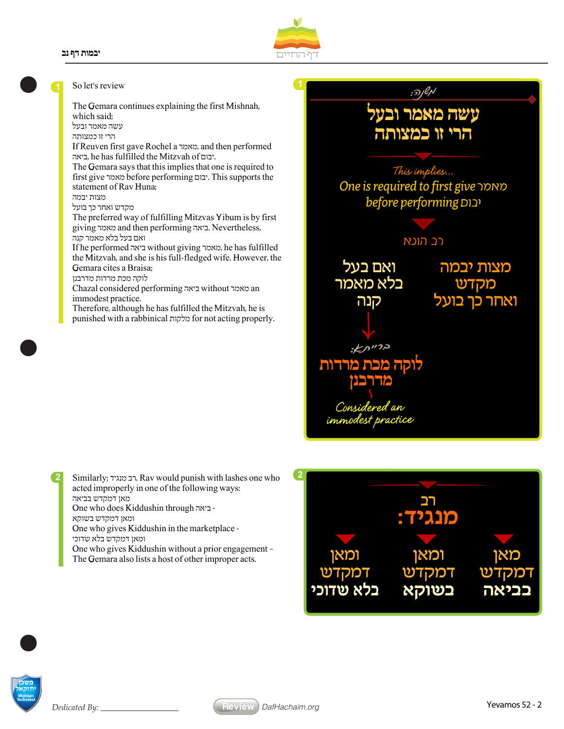## 1

So let's review

The Gemara continues explaining the first Mishnah, which said;
עשה מאמר ובעל
הרי זו כמצותה
If Reuven first gave Rochel a מאמר, and then performed ביאה, he has fulfilled the Mitzvah of יבום.
The Gemara says that this implies that one is required to first give מאמר before performing יבום. This supports the statement of Rav Huna;
מצות יבמה
מקדש ואחר כך בועל
The preferred way of fulfilling Mitzvas Yibum is by first giving מאמר and then performing ביאה. Nevertheless,
ואם בעל בלא מאמר קנה
If he performed ביאה without giving מאמר, he has fulfilled the Mitzvah, and she is his full-fledged wife. However, the Gemara cites a Braisa;
לוקה מכת מרדות מדרבנן
Chazal considered performing ביאה without מאמר an immodest practice.
Therefore, although he has fulfilled the Mitzvah, he is punished with a rabbinical מלקות for not acting properly.

מִשְׁנָה:

**עשה מאמר ובעל הרי זו כמצותה**

*This implies...*
*One is required to first give מאמר before performing יבום*

רב הונא

| מצות יבמה מקדש ואחר כך בועל | ואם בעל בלא מאמר קנה |
|---|---|

בריתא:
**לוקה מכת מרדות מדרבנן**
*Considered an immodest practice*

## 2

Similarly; רב מנגיד, Rav would punish with lashes one who acted improperly in one of the following ways:
מאן דמקדש בביאה
One who does Kiddushin through ביאה -
ומאן דמקדש בשוקא
One who gives Kiddushin in the marketplace -
ומאן דמקדש בלא שדוכי
One who gives Kiddushin without a prior engagement –
The Gemara also lists a host of other improper acts.

**רב מנגיד:**

| מאן דמקדש בביאה | ומאן דמקדש בשוקא | ומאן דמקדש בלא שדוכי |
|---|---|---|

Dedicated By: ____________

Review DafHachaim.org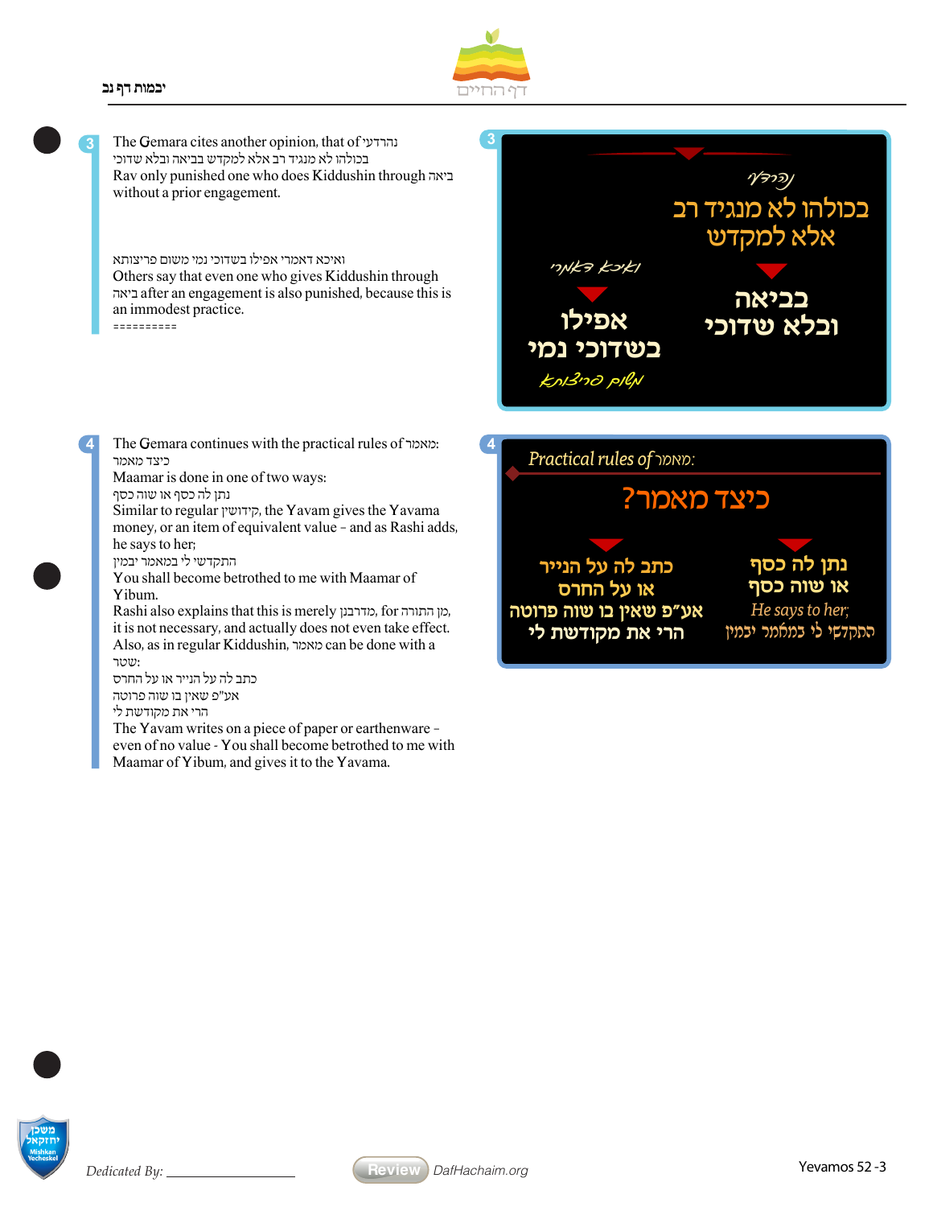**3**

The Gemara cites another opinion, that of נהרדעי
בכולהו לא מנגיד רב אלא למקדש בביאה ובלא שדוכי
Rav only punished one who does Kiddushin through ביאה without a prior engagement.

ואיכא דאמרי אפילו בשדוכי נמי משום פריצותא
Others say that even one who gives Kiddushin through ביאה after an engagement is also punished, because this is an immodest practice.

==========

**3**

נהרדעי

בכולהו לא מנגיד רב אלא למקדש

בביאה ובלא שדוכי

ואיכא דאמרי

אפילו בשדוכי נמי

משום פריצותא

**4**

The Gemara continues with the practical rules of מאמר:
כיצד מאמר
Maamar is done in one of two ways:
נתן לה כסף או שוה כסף
Similar to regular קידושין, the Yavam gives the Yavama money, or an item of equivalent value - and as Rashi adds, he says to her;
התקדשי לי במאמר יבמין
You shall become betrothed to me with Maamar of Yibum.
Rashi also explains that this is merely מדרבנן, for מן התורה, it is not necessary, and actually does not even take effect. Also, as in regular Kiddushin, מאמר can be done with a שטר:
כתב לה על הנייר או על החרס
אע"פ שאין בו שוה פרוטה
הרי את מקודשת לי
The Yavam writes on a piece of paper or earthenware - even of no value - You shall become betrothed to me with Maamar of Yibum, and gives it to the Yavama.

**4**

*Practical rules of* מאמר:

כיצד מאמר?

נתן לה כסף
או שוה כסף
*He says to her;*
התקדשי לי במאמר יבמין

כתב לה על הנייר
או על החרס
אע"פ שאין בו שוה פרוטה
הרי את מקודשת לי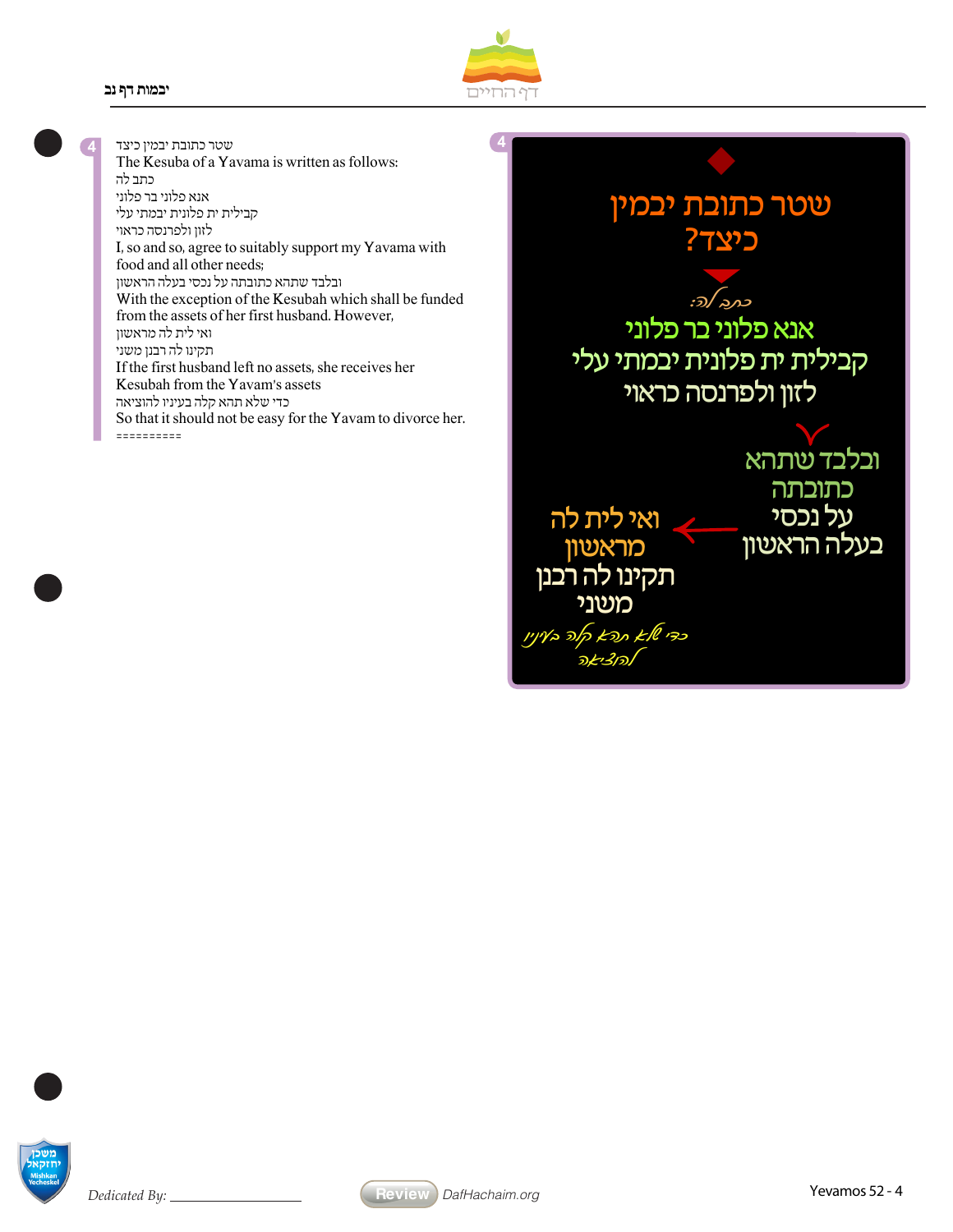**4**

שטר כתובת יבמין כיצד

The Kesuba of a Yavama is written as follows:

כתב לה

אנא פלוני בר פלוני

קבילית ית פלונית יבמתי עלי

לזון ולפרנסה כראוי

I, so and so, agree to suitably support my Yavama with food and all other needs;

ובלבד שתהא כתובתה על נכסי בעלה הראשון

With the exception of the Kesubah which shall be funded from the assets of her first husband. However,

ואי לית לה מראשון

תקינו לה רבנן משני

If the first husband left no assets, she receives her Kesubah from the Yavam's assets

כדי שלא תהא קלה בעיניו להוציאה

So that it should not be easy for the Yavam to divorce her.

==========

**4**

שטר כתובת יבמין כיצד?

כתב לה:

אנא פלוני בר פלוני

קבילית ית פלונית יבמתי עלי

לזון ולפרנסה כראוי

ובלבד שתהא כתובתה על נכסי בעלה הראשון

ואי לית לה מראשון

תקינו לה רבנן משני

כדי שלא תהא קלה בעיניו להוציאה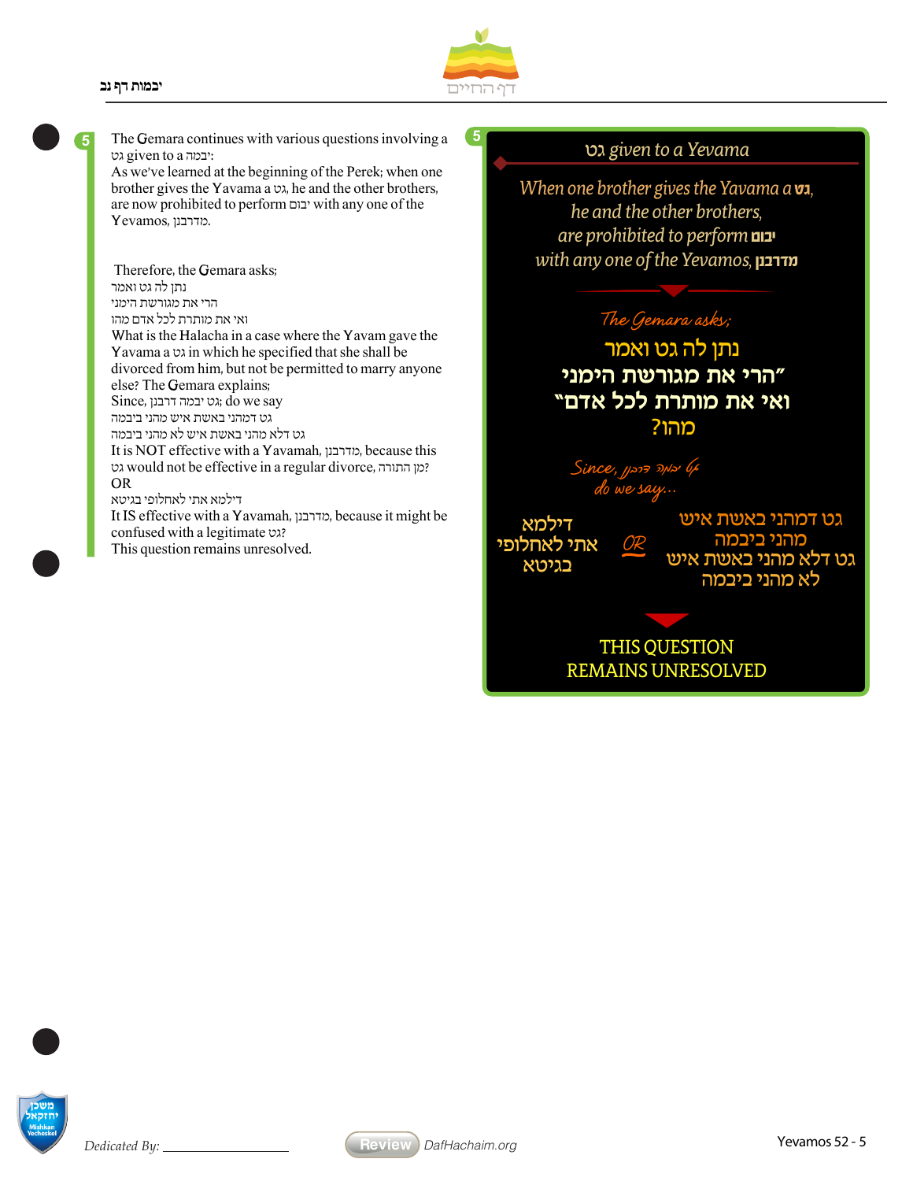## 5

The Gemara continues with various questions involving a גט given to a יבמה:
As we've learned at the beginning of the Perek; when one brother gives the Yavama a גט, he and the other brothers, are now prohibited to perform יבום with any one of the Yevamos, מדרבנן.

Therefore, the Gemara asks;
נתן לה גט ואמר
הרי את מגורשת הימני
ואי את מותרת לכל אדם מהו
What is the Halacha in a case where the Yavam gave the Yavama a גט in which he specified that she shall be divorced from him, but not be permitted to marry anyone else? The Gemara explains;
Since, גט יבמה דרבנן; do we say
גט דמהני באשת איש מהני ביבמה
גט דלא מהני באשת איש לא מהני ביבמה
It is NOT effective with a Yavamah, מדרבנן, because this גט would not be effective in a regular divorce, מן התורה?
OR
דילמא אתי לאחלופי בגיטא
It IS effective with a Yavamah, מדרבנן, because it might be confused with a legitimate גט?
This question remains unresolved.

---

### גט given to a Yevama

*When one brother gives the Yavama a* **גט**, *he and the other brothers, are prohibited to perform* **יבום** *with any one of the Yevamos,* **מדרבנן**

*The Gemara asks;*

**נתן לה גט ואמר**
**"הרי את מגורשת הימני**
**ואי את מותרת לכל אדם"**
**מהו?**

*Since, גט יבמה דרבנן do we say...*

**גט דמהני באשת איש מהני ביבמה**
**גט דלא מהני באשת איש לא מהני ביבמה**

*OR*

**דילמא אתי לאחלופי בגיטא**

THIS QUESTION REMAINS UNRESOLVED

Dedicated By: ______________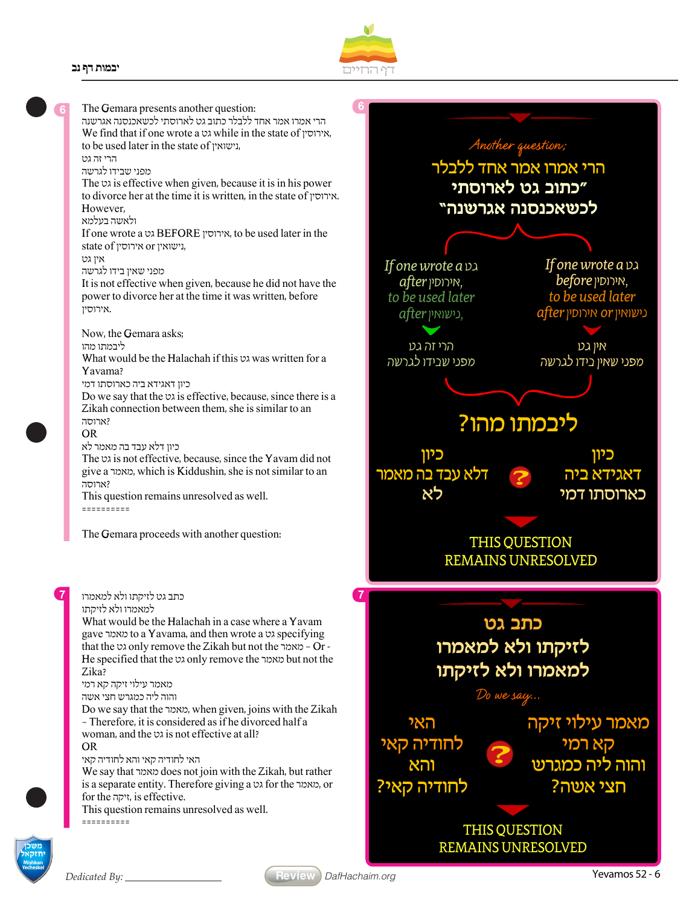## 6

The Gemara presents another question:

הרי אמרו אמר אחד ללבלר כתוב גט לארוסתי לכשאכנסנה אגרשנה

We find that if one wrote a גט while in the state of אירוסין, to be used later in the state of נישואין,

הרי זה גט

מפני שבידו לגרשה

The גט is effective when given, because it is in his power to divorce her at the time it is written, in the state of אירוסין. However,

ולאשה בעלמא

If one wrote a גט BEFORE אירוסין, to be used later in the state of אירוסין or נישואין,

אין גט

מפני שאין בידו לגרשה

It is not effective when given, because he did not have the power to divorce her at the time it was written, before אירוסין.

Now, the Gemara asks;

ליבמתו מהו

What would be the Halachah if this גט was written for a Yavama?

כיון דאגידא ביה כארוסתו דמי

Do we say that the גט is effective, because, since there is a Zikah connection between them, she is similar to an ארוסה?

OR

כיון דלא עבד בה מאמר לא

The גט is not effective, because, since the Yavam did not give a מאמר, which is Kiddushin, she is not similar to an ארוסה?

This question remains unresolved as well.

==========

The Gemara proceeds with another question:

*Another question;*

הרי אמרו אמר אחד ללבלר "כתוב גט לארוסתי לכשאכנסנה אגרשנה"

*If one wrote a* גט *after* אירוסין, *to be used later after* נישואין,
הרי זה גט
מפני שבידו לגרשה

*If one wrote a* גט *before* אירוסין, *to be used later after* אירוסין *or* נישואין
אין גט
מפני שאין בידו לגרשה

ליבמתו מהו?

כיון דאגידא ביה כארוסתו דמי ? כיון דלא עבד בה מאמר לא

THIS QUESTION REMAINS UNRESOLVED

## 7

כתב גט לזיקתו ולא למאמרו

למאמרו ולא לזיקתו

What would be the Halachah in a case where a Yavam gave מאמר to a Yavama, and then wrote a גט specifying that the גט only remove the Zikah but not the מאמר - Or - He specified that the גט only remove the מאמר but not the Zika?

מאמר עילוי זיקה קא רמי

והוה ליה כמגרש חצי אשה

Do we say that the מאמר, when given, joins with the Zikah - Therefore, it is considered as if he divorced half a woman, and the גט is not effective at all?

OR

האי לחודיה קאי והאי לחודיה קאי

We say that מאמר does not join with the Zikah, but rather is a separate entity. Therefore giving a גט for the מאמר, or for the זיקה, is effective.

This question remains unresolved as well.

==========

כתב גט
לזיקתו ולא למאמרו
למאמרו ולא לזיקתו

*Do we say...*

מאמר עילוי זיקה קא רמי והוה ליה כמגרש חצי אשה? ? האי לחודיה קאי והאי לחודיה קאי?

THIS QUESTION REMAINS UNRESOLVED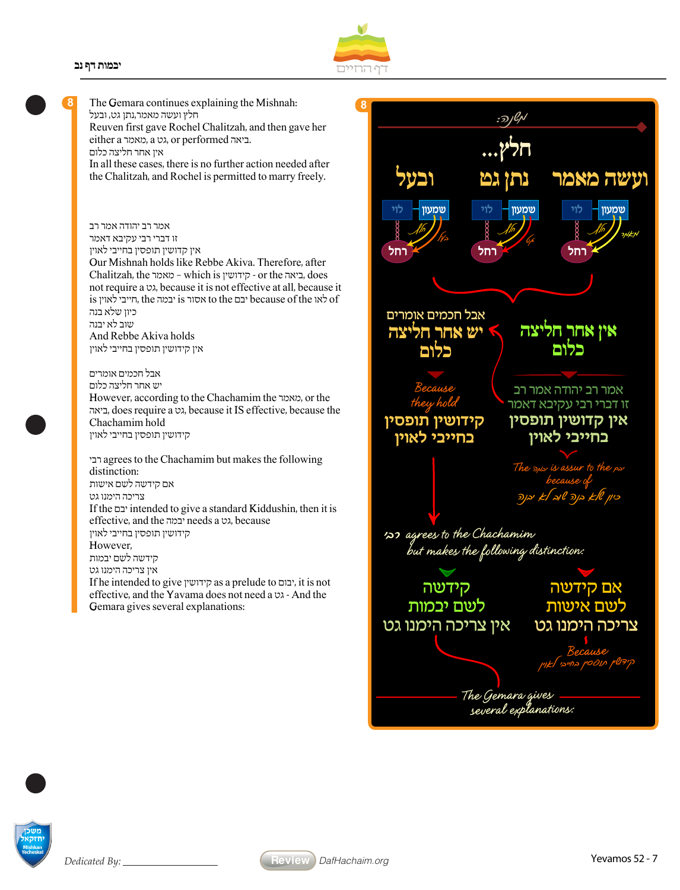**8**

The Gemara continues explaining the Mishnah:
חלץ ועשה מאמר,נתן גט, ובעל
Reuven first gave Rochel Chalitzah, and then gave her either a מאמר, a גט, or performed ביאה.
אין אחר חליצה כלום
In all these cases, there is no further action needed after the Chalitzah, and Rochel is permitted to marry freely.

אמר רב יהודה אמר רב
זו דברי רבי עקיבא דאמר
אין קידושין תופסין בחייבי לאוין
Our Mishnah holds like Rebbe Akiva. Therefore, after Chalitzah, the מאמר - which is קידושין - or the ביאה, does not require a גט, because it is not effective at all, because it is חייבי לאוין, the יבמה is אסור to the יבם because of the לאו of
כיון שלא בנה
שוב לא יבנה
And Rebbe Akiva holds
אין קידושין תופסין בחייבי לאוין

אבל חכמים אומרים
יש אחר חליצה כלום
However, according to the Chachamim the מאמר, or the ביאה, does require a גט, because it IS effective, because the Chachamim hold
קידושין תופסין בחייבי לאוין

רב agrees to the Chachamim but makes the following distinction:
אם קידשה לשם אישות
צריכה הימנו גט
If the יבם intended to give a standard Kiddushin, then it is effective, and the יבמה needs a גט, because
קידושין תופסין בחייבי לאוין
However,
קידשה לשם יבמות
אין צריכה הימנו גט
If he intended to give קידושין as a prelude to יבום, it is not effective, and the Yavama does not need a גט - And the Gemara gives several explanations:

**8**

משנה:

חלץ...
ועשה מאמר | נתן גט | ובעל

שמעון – לוי – רחל (חלץ, מאמר) | שמעון – לוי – רחל (חלץ, גט) | שמעון – לוי – רחל (חלץ, בעל)

אין אחר חליצה כלום
אמר רב יהודה אמר רב
זו דברי רבי עקיבא דאמר
אין קידושין תופסין בחייבי לאוין
The יבמה is assur to the יבם because of
כיון שלא בנה שוב לא יבנה

אבל חכמים אומרים
יש אחר חליצה כלום
Because they hold
קידושין תופסין בחייבי לאוין

רב agrees to the Chachamim but makes the following distinction:

אם קידשה לשם אישות צריכה הימנו גט
Because
קידושין תופסין בחייבי לאוין

קידשה לשם יבמות אין צריכה הימנו גט

The Gemara gives several explanations:

Dedicated By: ____________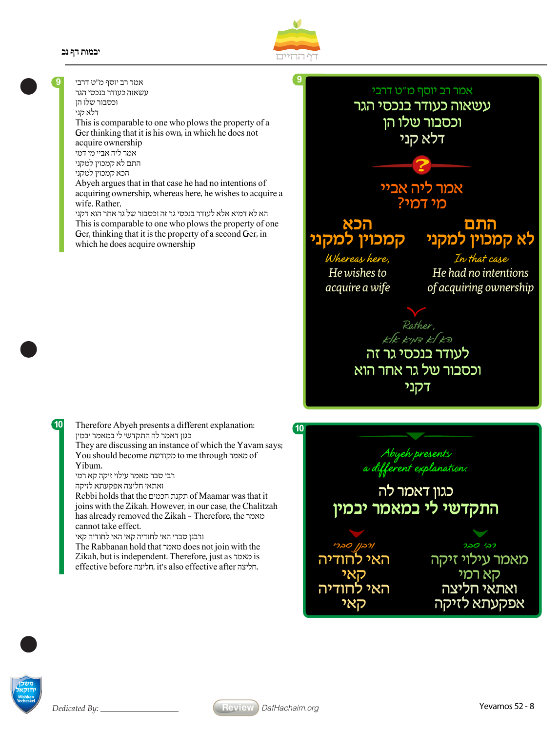**9**

אמר רב יוסף מ"ט דרבי
עשאוה כעודר בנכסי הגר
וכסבור שלו הן
דלא קני

This is comparable to one who plows the property of a Ger thinking that it is his own, in which he does not acquire ownership

אמר ליה אביי מי דמי
התם לא קמכוין למקני
הכא קמכוין למקני

Abyeh argues that in that case he had no intentions of acquiring ownership, whereas here, he wishes to acquire a wife. Rather,

הא לא דמיא אלא לעודר בנכסי גר זה וכסבור של גר אחר הוא דקני

This is comparable to one who plows the property of one Ger, thinking that it is the property of a second Ger, in which he does acquire ownership

**10**

Therefore Abyeh presents a different explanation:

כגון דאמר לה התקדשי לי במאמר יבמין

They are discussing an instance of which the Yavam says; You should become מקודשת to me through מאמר of Yibum.

רבי סבר מאמר עילוי זיקה קא רמי
ואתאי חליצה אפקעתא לזיקה

Rebbi holds that the תקנת חכמים of Maamar was that it joins with the Zikah. However, in our case, the Chalitzah has already removed the Zikah - Therefore, the מאמר cannot take effect.

ורבנן סברי האי לחודיה קאי והאי לחודיה קאי

The Rabbanan hold that מאמר does not join with the Zikah, but is independent. Therefore, just as מאמר is effective before חליצה, it's also effective after חליצה.

Dedicated By: ______________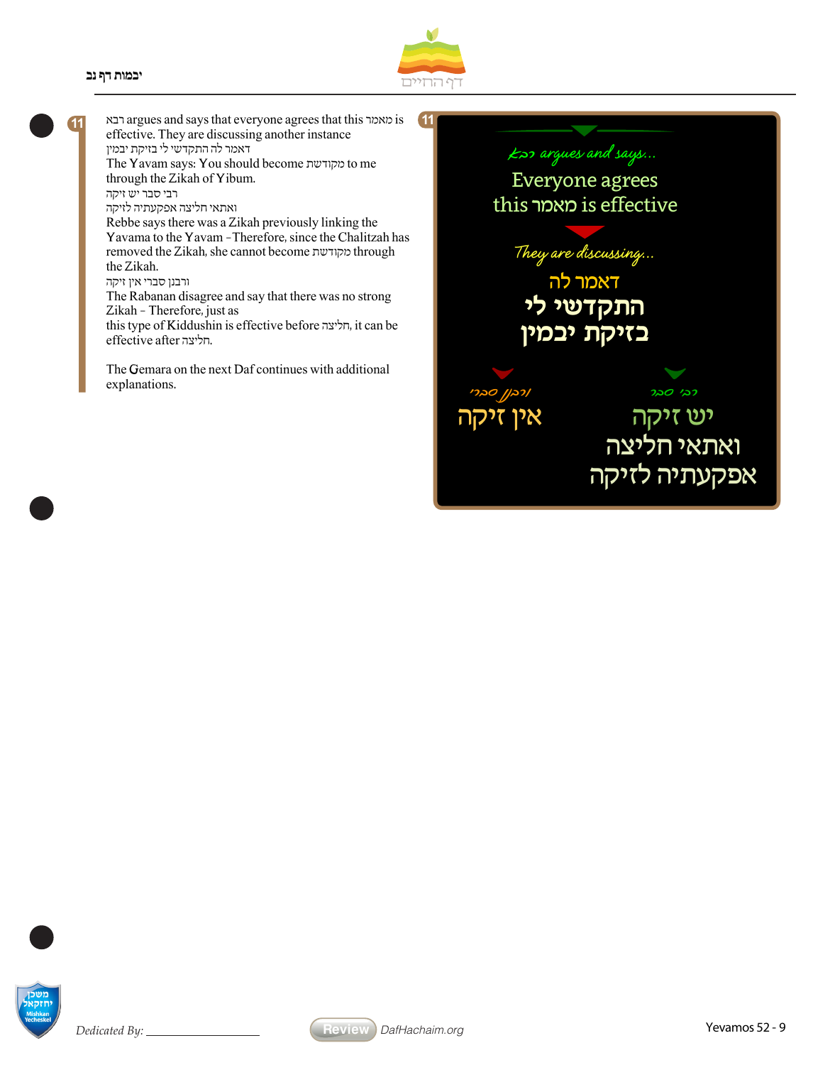**11**

רבא argues and says that everyone agrees that this מאמר is effective. They are discussing another instance

דאמר לה התקדשי לי בזיקת יבמין

The Yavam says: You should become מקודשת to me through the Zikah of Yibum.

רבי סבר יש זיקה

ואתאי חליצה אפקעתיה לזיקה

Rebbe says there was a Zikah previously linking the Yavama to the Yavam – Therefore, since the Chalitzah has removed the Zikah, she cannot become מקודשת through the Zikah.

ורבנן סברי אין זיקה

The Rabanan disagree and say that there was no strong Zikah – Therefore, just as this type of Kiddushin is effective before חליצה, it can be effective after חליצה.

The Gemara on the next Daf continues with additional explanations.

**11**

*רבא argues and says...*

Everyone agrees this מאמר is effective

*They are discussing...*

דאמר לה

התקדשי לי

בזיקת יבמין

*רבי סבר*

יש זיקה

ואתאי חליצה

אפקעתיה לזיקה

*ורבנן סברי*

אין זיקה

Dedicated By: ________________